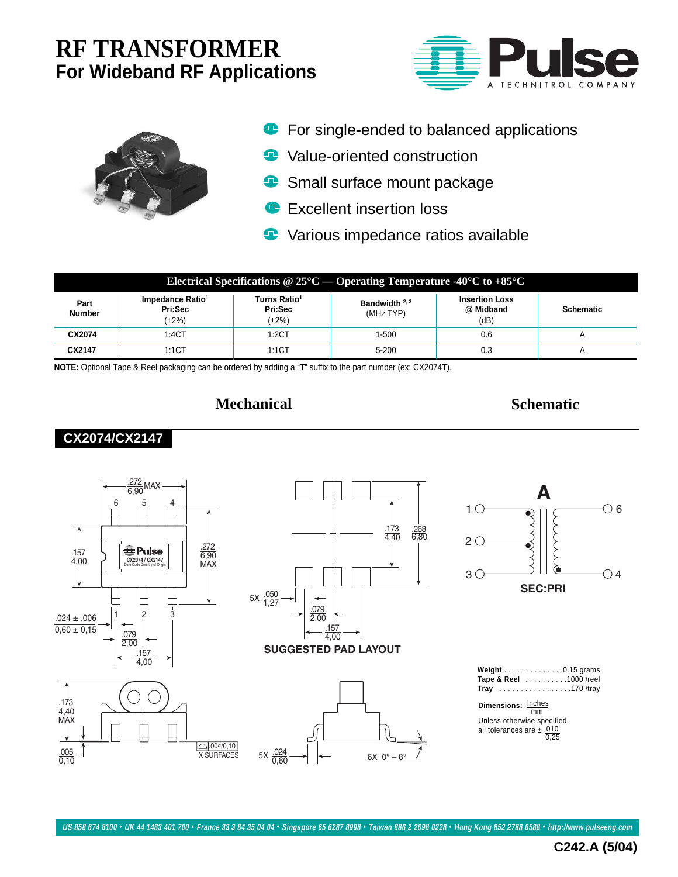# RF TRANSFORMER

## For Wideband RF Applications

- For single-ended to balanced applications
- Value-oriented construction
- Small surface mount package
- Excellent insertion loss
- Various impedance ratios available

| Electrical Specifications @ 25°C — Operating Temperature -40°C to +85°C | | | | | |
|---|---|---|---|---|---|
| Part Number | Impedance Ratio[1] Pri:Sec (±2%) | Turns Ratio[1] Pri:Sec (±2%) | Bandwidth [2, 3] (MHz TYP) | Insertion Loss @ Midband (dB) | Schematic |
| CX2074 | 1:4CT | 1:2CT | 1-500 | 0.6 | A |
| CX2147 | 1:1CT | 1:1CT | 5-200 | 0.3 | A |

**NOTE:** Optional Tape & Reel packaging can be ordered by adding a "**T**" suffix to the part number (ex: CX2074**T**).

## Mechanical

## Schematic

### CX2074/CX2147

SUGGESTED PAD LAYOUT

A

SEC:PRI

**Weight** . . . . . . . . . . . . . .0.15 grams
**Tape & Reel** . . . . . . . . . .1000 /reel
**Tray** . . . . . . . . . . . . . . . . .170 /tray

**Dimensions:** Inches / mm

Unless otherwise specified, all tolerances are ± .010 / 0,25

US 858 674 8100 • UK 44 1483 401 700 • France 33 3 84 35 04 04 • Singapore 65 6287 8998 • Taiwan 886 2 2698 0228 • Hong Kong 852 2788 6588 • http://www.pulseeng.com

C242.A (5/04)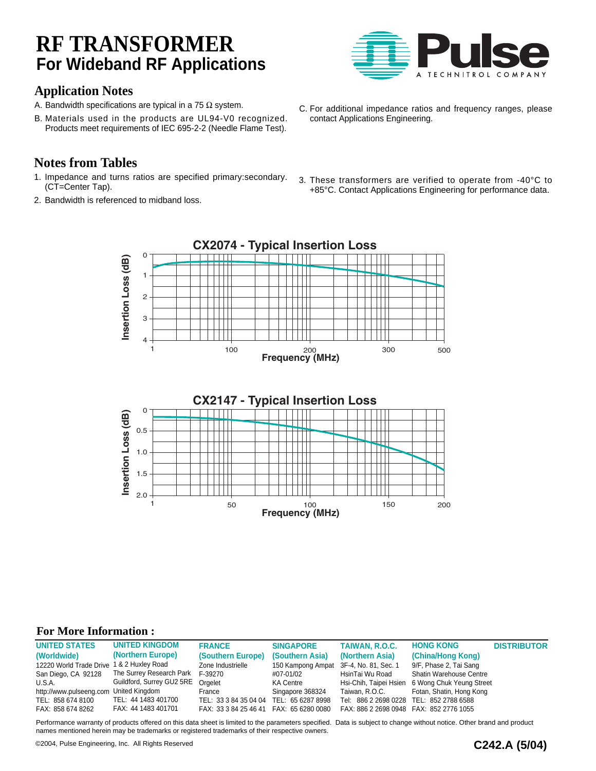# RF TRANSFORMER
## For Wideband RF Applications

Pulse
A TECHNITROL COMPANY

### Application Notes

A. Bandwidth specifications are typical in a 75 Ω system.

B. Materials used in the products are UL94-V0 recognized. Products meet requirements of IEC 695-2-2 (Needle Flame Test).

C. For additional impedance ratios and frequency ranges, please contact Applications Engineering.

### Notes from Tables

1. Impedance and turns ratios are specified primary:secondary. (CT=Center Tap).
2. Bandwidth is referenced to midband loss.
3. These transformers are verified to operate from -40°C to +85°C. Contact Applications Engineering for performance data.

**CX2074 - Typical Insertion Loss**

Insertion Loss (dB)
0
1
2
3
4
1
100
200
300
500
Frequency (MHz)

**CX2147 - Typical Insertion Loss**

Insertion Loss (dB)
0
0.5
1.0
1.5
2.0
1
50
100
150
200
Frequency (MHz)

### For More Information :

| UNITED STATES (Worldwide) | UNITED KINGDOM (Northern Europe) | FRANCE (Southern Europe) | SINGAPORE (Southern Asia) | TAIWAN, R.O.C. (Northern Asia) | HONG KONG (China/Hong Kong) | DISTRIBUTOR |
|---|---|---|---|---|---|---|
| 12220 World Trade Drive<br>San Diego, CA 92128<br>U.S.A.<br>http://www.pulseeng.com<br>TEL: 858 674 8100<br>FAX: 858 674 8262 | 1 & 2 Huxley Road<br>The Surrey Research Park<br>Guildford, Surrey GU2 5RE<br>United Kingdom<br>TEL: 44 1483 401700<br>FAX: 44 1483 401701 | Zone Industrielle<br>F-39270<br>Orgelet<br>France<br>TEL: 33 3 84 35 04 04<br>FAX: 33 3 84 25 46 41 | 150 Kampong Ampat<br>#07-01/02<br>KA Centre<br>Singapore 368324<br>TEL: 65 6287 8998<br>FAX: 65 6280 0080 | 3F-4, No. 81, Sec. 1<br>HsinTai Wu Road<br>Hsi-Chih, Taipei Hsien<br>Taiwan, R.O.C.<br>Tel: 886 2 2698 0228<br>FAX: 886 2 2698 0948 | 9/F, Phase 2, Tai Sang<br>Shatin Warehouse Centre<br>6 Wong Chuk Yeung Street<br>Fotan, Shatin, Hong Kong<br>TEL: 852 2788 6588<br>FAX: 852 2776 1055 | |

Performance warranty of products offered on this data sheet is limited to the parameters specified. Data is subject to change without notice. Other brand and product names mentioned herein may be trademarks or registered trademarks of their respective owners.

©2004, Pulse Engineering, Inc. All Rights Reserved

C242.A (5/04)